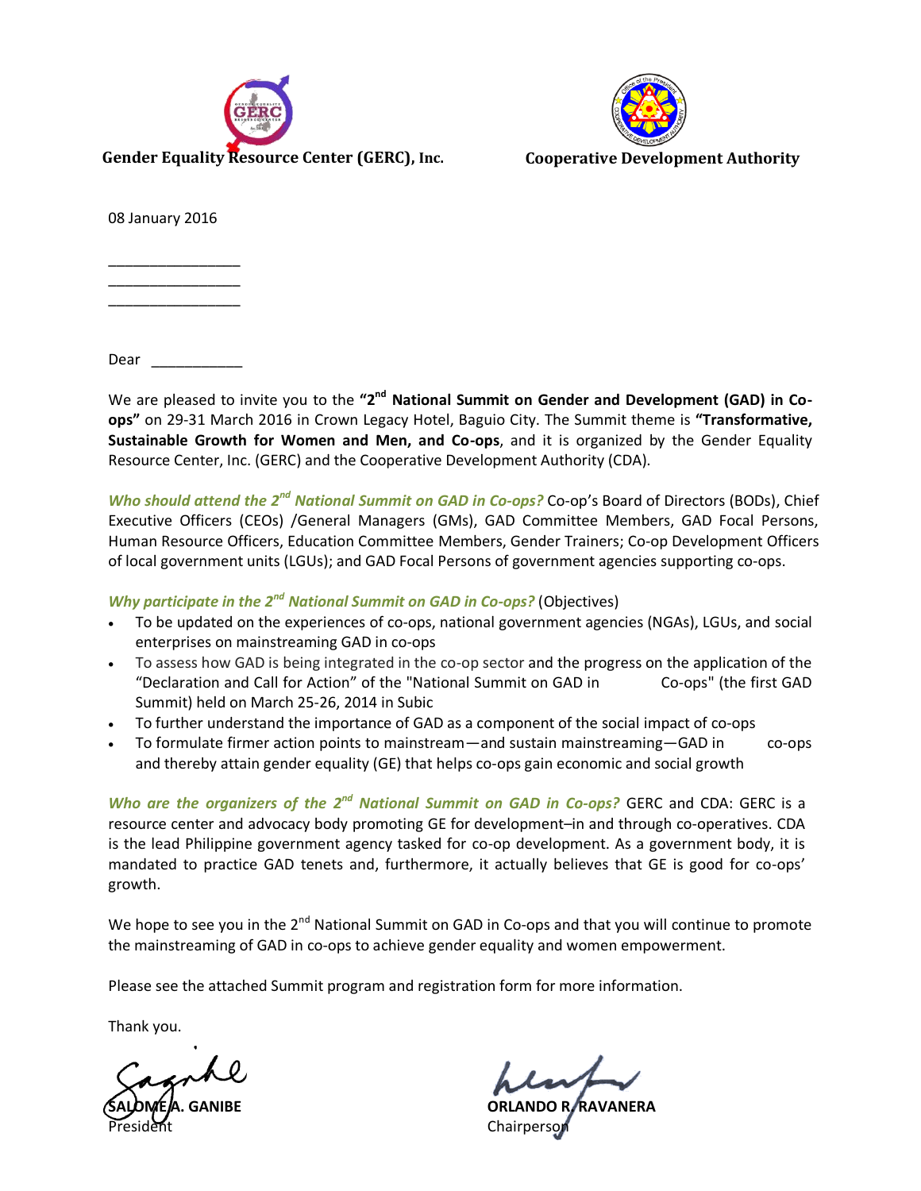**Gender Equality Resource Center (GERC), Inc.** **Cooperative Development Authority**

08 January 2016

\_\_\_\_\_\_\_\_\_\_\_\_\_\_\_\_\_
\_\_\_\_\_\_\_\_\_\_\_\_\_\_\_\_\_
\_\_\_\_\_\_\_\_\_\_\_\_\_\_\_\_\_

Dear \_\_\_\_\_\_\_\_\_\_\_\_

We are pleased to invite you to the **"2nd National Summit on Gender and Development (GAD) in Co-ops"** on 29-31 March 2016 in Crown Legacy Hotel, Baguio City. The Summit theme is **"Transformative, Sustainable Growth for Women and Men, and Co-ops**, and it is organized by the Gender Equality Resource Center, Inc. (GERC) and the Cooperative Development Authority (CDA).

***Who should attend the 2nd National Summit on GAD in Co-ops?*** Co-op's Board of Directors (BODs), Chief Executive Officers (CEOs) /General Managers (GMs), GAD Committee Members, GAD Focal Persons, Human Resource Officers, Education Committee Members, Gender Trainers; Co-op Development Officers of local government units (LGUs); and GAD Focal Persons of government agencies supporting co-ops.

***Why participate in the 2nd National Summit on GAD in Co-ops?*** (Objectives)

- To be updated on the experiences of co-ops, national government agencies (NGAs), LGUs, and social enterprises on mainstreaming GAD in co-ops
- To assess how GAD is being integrated in the co-op sector and the progress on the application of the "Declaration and Call for Action" of the "National Summit on GAD in Co-ops" (the first GAD Summit) held on March 25-26, 2014 in Subic
- To further understand the importance of GAD as a component of the social impact of co-ops
- To formulate firmer action points to mainstream—and sustain mainstreaming—GAD in co-ops and thereby attain gender equality (GE) that helps co-ops gain economic and social growth

***Who are the organizers of the 2nd National Summit on GAD in Co-ops?*** GERC and CDA: GERC is a resource center and advocacy body promoting GE for development–in and through co-operatives. CDA is the lead Philippine government agency tasked for co-op development. As a government body, it is mandated to practice GAD tenets and, furthermore, it actually believes that GE is good for co-ops' growth.

We hope to see you in the 2nd National Summit on GAD in Co-ops and that you will continue to promote the mainstreaming of GAD in co-ops to achieve gender equality and women empowerment.

Please see the attached Summit program and registration form for more information.

Thank you.

**SALOME A. GANIBE**
President

**ORLANDO R. RAVANERA**
Chairperson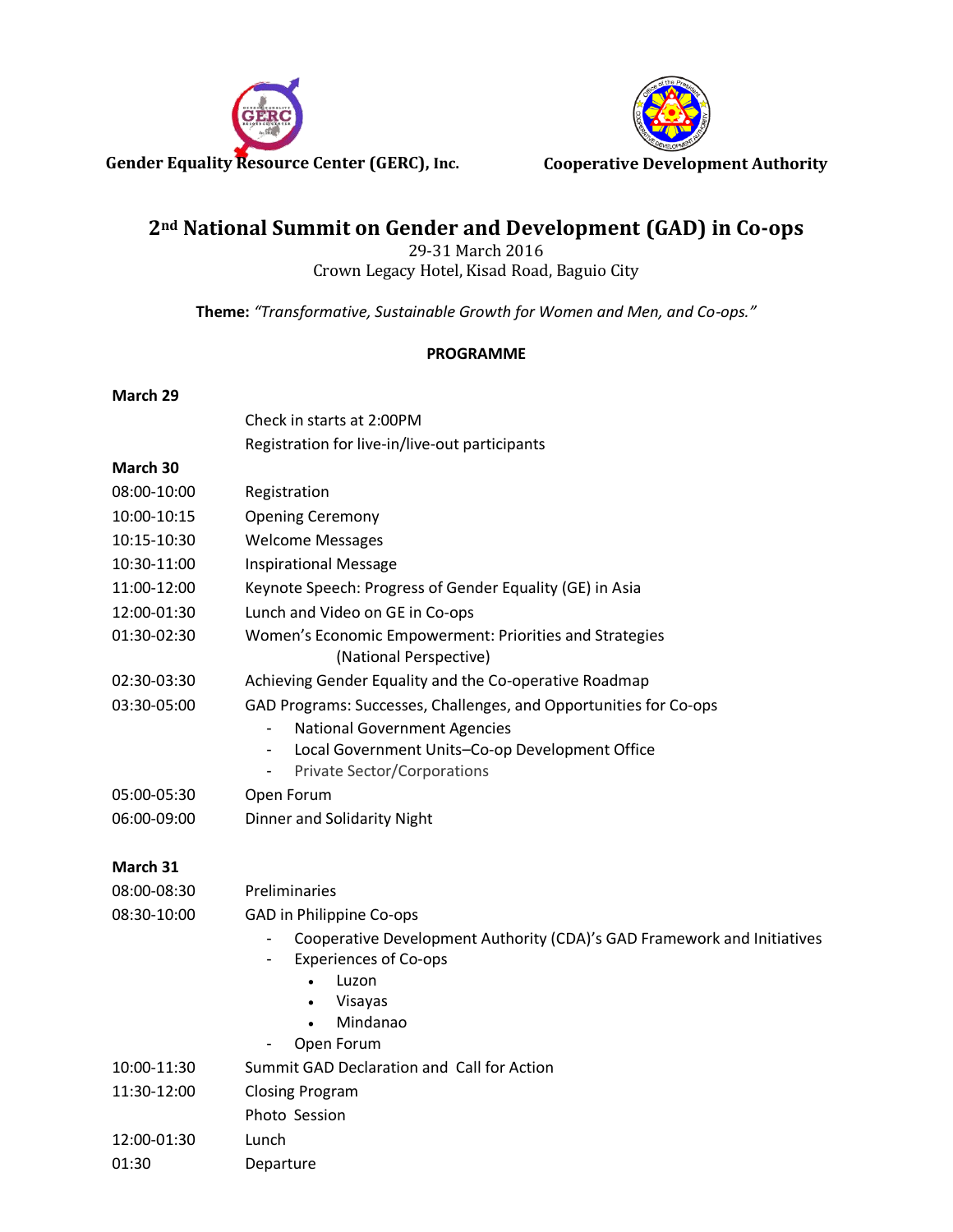**Gender Equality Resource Center (GERC), Inc.** **Cooperative Development Authority**

# 2nd National Summit on Gender and Development (GAD) in Co-ops

29-31 March 2016
Crown Legacy Hotel, Kisad Road, Baguio City

**Theme:** *"Transformative, Sustainable Growth for Women and Men, and Co-ops."*

**PROGRAMME**

**March 29**

Check in starts at 2:00PM
Registration for live-in/live-out participants

**March 30**

| | |
|---|---|
| 08:00-10:00 | Registration |
| 10:00-10:15 | Opening Ceremony |
| 10:15-10:30 | Welcome Messages |
| 10:30-11:00 | Inspirational Message |
| 11:00-12:00 | Keynote Speech: Progress of Gender Equality (GE) in Asia |
| 12:00-01:30 | Lunch and Video on GE in Co-ops |
| 01:30-02:30 | Women's Economic Empowerment: Priorities and Strategies (National Perspective) |
| 02:30-03:30 | Achieving Gender Equality and the Co-operative Roadmap |
| 03:30-05:00 | GAD Programs: Successes, Challenges, and Opportunities for Co-ops<br>- National Government Agencies<br>- Local Government Units–Co-op Development Office<br>- Private Sector/Corporations |
| 05:00-05:30 | Open Forum |
| 06:00-09:00 | Dinner and Solidarity Night |

**March 31**

| | |
|---|---|
| 08:00-08:30 | Preliminaries |
| 08:30-10:00 | GAD in Philippine Co-ops<br>- Cooperative Development Authority (CDA)'s GAD Framework and Initiatives<br>- Experiences of Co-ops<br>• Luzon<br>• Visayas<br>• Mindanao<br>- Open Forum |
| 10:00-11:30 | Summit GAD Declaration and Call for Action |
| 11:30-12:00 | Closing Program<br>Photo Session |
| 12:00-01:30 | Lunch |
| 01:30 | Departure |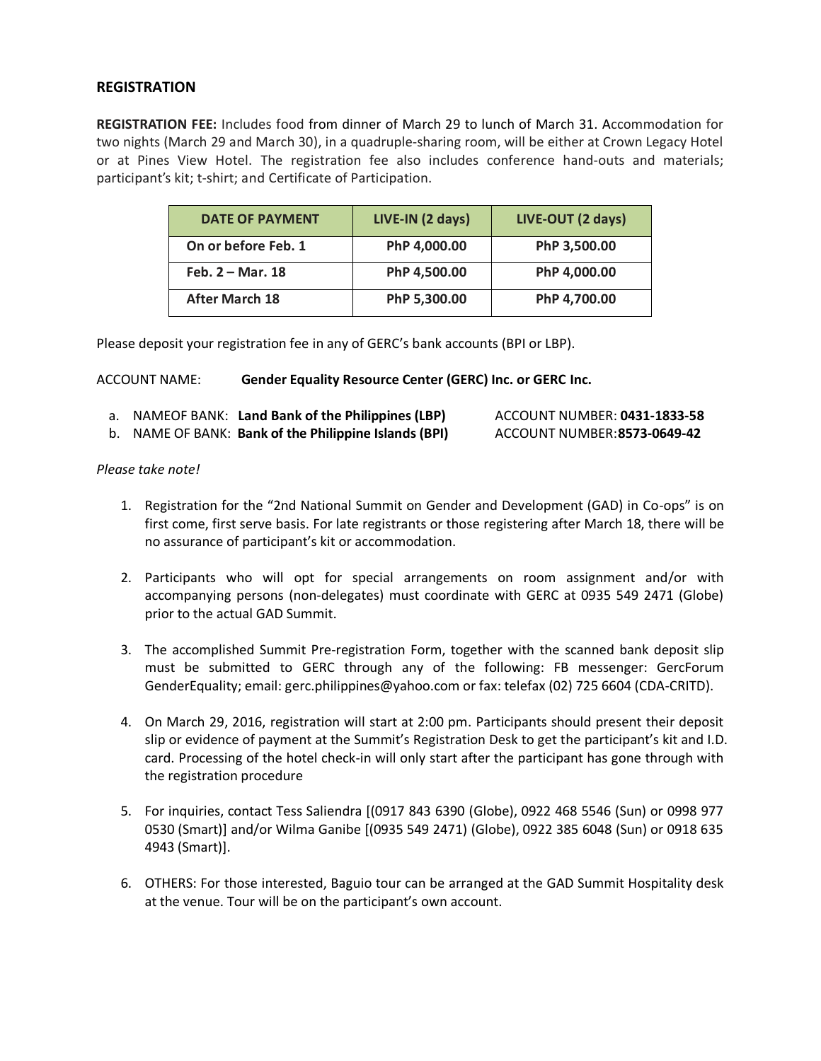## REGISTRATION

**REGISTRATION FEE:** Includes food from dinner of March 29 to lunch of March 31. Accommodation for two nights (March 29 and March 30), in a quadruple-sharing room, will be either at Crown Legacy Hotel or at Pines View Hotel. The registration fee also includes conference hand-outs and materials; participant's kit; t-shirt; and Certificate of Participation.

| DATE OF PAYMENT | LIVE-IN (2 days) | LIVE-OUT (2 days) |
|---|---|---|
| **On or before Feb. 1** | **PhP 4,000.00** | **PhP 3,500.00** |
| **Feb. 2 – Mar. 18** | **PhP 4,500.00** | **PhP 4,000.00** |
| **After March 18** | **PhP 5,300.00** | **PhP 4,700.00** |

Please deposit your registration fee in any of GERC's bank accounts (BPI or LBP).

ACCOUNT NAME: **Gender Equality Resource Center (GERC) Inc. or GERC Inc.**

a. NAMEOF BANK: **Land Bank of the Philippines (LBP)** ACCOUNT NUMBER: **0431-1833-58**
b. NAME OF BANK: **Bank of the Philippine Islands (BPI)** ACCOUNT NUMBER:**8573-0649-42**

*Please take note!*

1. Registration for the "2nd National Summit on Gender and Development (GAD) in Co-ops" is on first come, first serve basis. For late registrants or those registering after March 18, there will be no assurance of participant's kit or accommodation.

2. Participants who will opt for special arrangements on room assignment and/or with accompanying persons (non-delegates) must coordinate with GERC at 0935 549 2471 (Globe) prior to the actual GAD Summit.

3. The accomplished Summit Pre-registration Form, together with the scanned bank deposit slip must be submitted to GERC through any of the following: FB messenger: GercForum GenderEquality; email: gerc.philippines@yahoo.com or fax: telefax (02) 725 6604 (CDA-CRITD).

4. On March 29, 2016, registration will start at 2:00 pm. Participants should present their deposit slip or evidence of payment at the Summit's Registration Desk to get the participant's kit and I.D. card. Processing of the hotel check-in will only start after the participant has gone through with the registration procedure

5. For inquiries, contact Tess Saliendra [(0917 843 6390 (Globe), 0922 468 5546 (Sun) or 0998 977 0530 (Smart)] and/or Wilma Ganibe [(0935 549 2471) (Globe), 0922 385 6048 (Sun) or 0918 635 4943 (Smart)].

6. OTHERS: For those interested, Baguio tour can be arranged at the GAD Summit Hospitality desk at the venue. Tour will be on the participant's own account.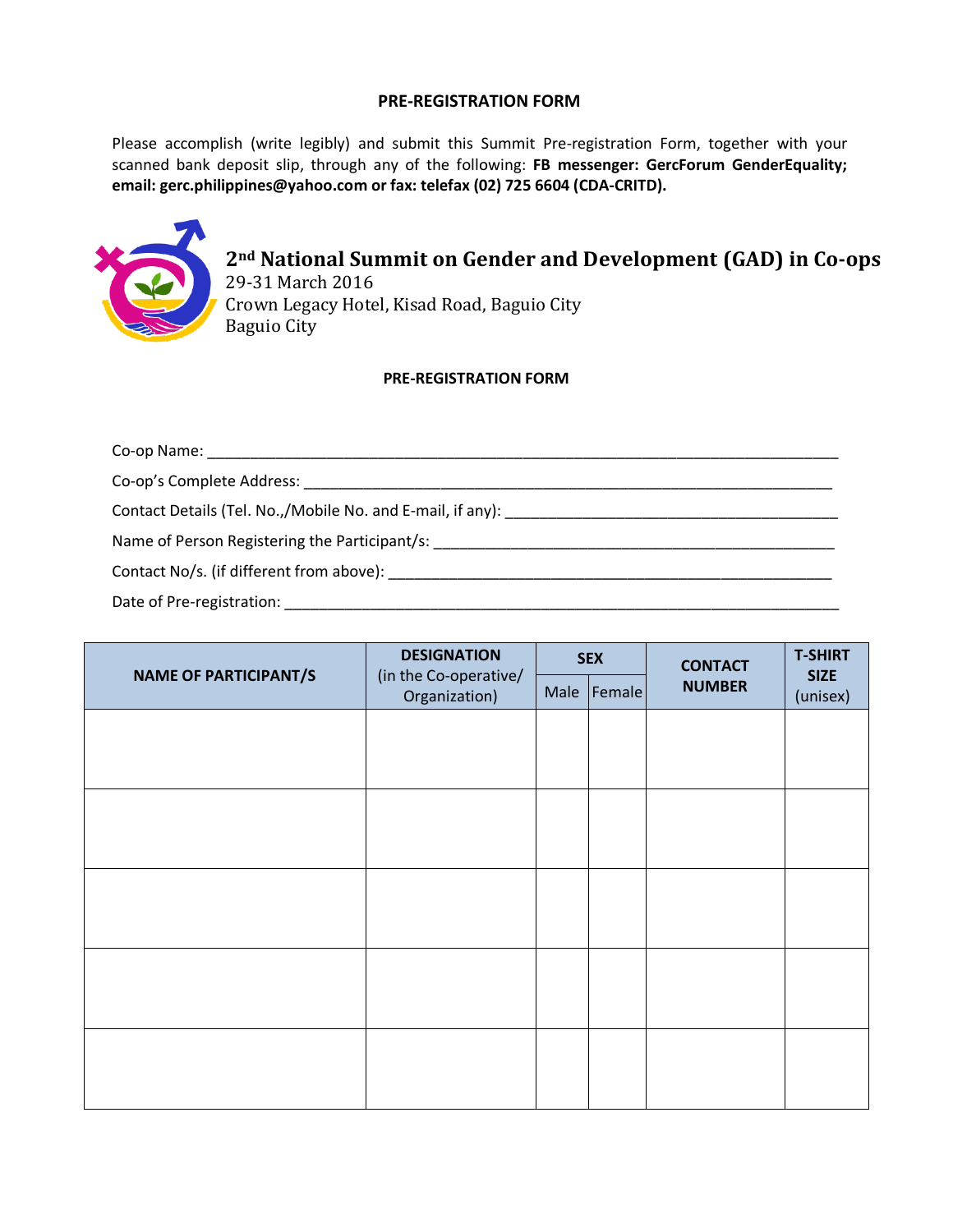**PRE-REGISTRATION FORM**

Please accomplish (write legibly) and submit this Summit Pre-registration Form, together with your scanned bank deposit slip, through any of the following: **FB messenger: GercForum GenderEquality; email: gerc.philippines@yahoo.com or fax: telefax (02) 725 6604 (CDA-CRITD).**

## 2nd National Summit on Gender and Development (GAD) in Co-ops

29-31 March 2016
Crown Legacy Hotel, Kisad Road, Baguio City
Baguio City

**PRE-REGISTRATION FORM**

Co-op Name: ___________________________________________________________

Co-op's Complete Address: ______________________________________________

Contact Details (Tel. No.,/Mobile No. and E-mail, if any): ______________________________

Name of Person Registering the Participant/s: ______________________________________

Contact No/s. (if different from above): ___________________________________________

Date of Pre-registration: ________________________________________________________

| NAME OF PARTICIPANT/S | DESIGNATION (in the Co-operative/ Organization) | SEX | | CONTACT NUMBER | T-SHIRT SIZE (unisex) |
|---|---|---|---|---|---|
| | | Male | Female | | |
| | | | | | |
| | | | | | |
| | | | | | |
| | | | | | |
| | | | | | |